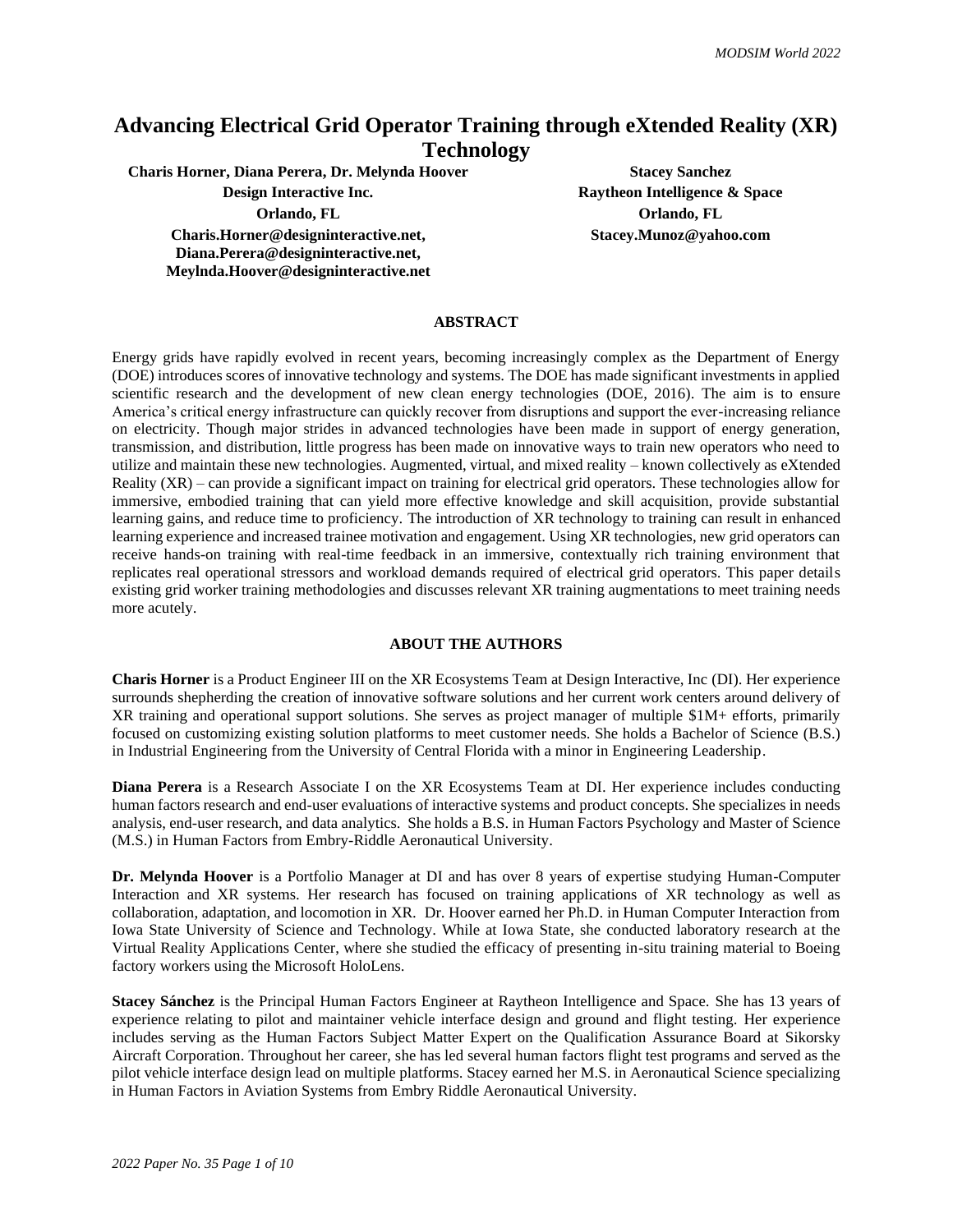# Advancing Electrical Grid Operator Training through eXtended Reality (XR) Technology

**Charis Horner, Diana Perera, Dr. Melynda Hoover**
**Design Interactive Inc.**
**Orlando, FL**
**Charis.Horner@designinteractive.net, Diana.Perera@designinteractive.net, Meylnda.Hoover@designinteractive.net**

**Stacey Sanchez**
**Raytheon Intelligence & Space**
**Orlando, FL**
**Stacey.Munoz@yahoo.com**

## ABSTRACT

Energy grids have rapidly evolved in recent years, becoming increasingly complex as the Department of Energy (DOE) introduces scores of innovative technology and systems. The DOE has made significant investments in applied scientific research and the development of new clean energy technologies (DOE, 2016). The aim is to ensure America's critical energy infrastructure can quickly recover from disruptions and support the ever-increasing reliance on electricity. Though major strides in advanced technologies have been made in support of energy generation, transmission, and distribution, little progress has been made on innovative ways to train new operators who need to utilize and maintain these new technologies. Augmented, virtual, and mixed reality – known collectively as eXtended Reality (XR) – can provide a significant impact on training for electrical grid operators. These technologies allow for immersive, embodied training that can yield more effective knowledge and skill acquisition, provide substantial learning gains, and reduce time to proficiency. The introduction of XR technology to training can result in enhanced learning experience and increased trainee motivation and engagement. Using XR technologies, new grid operators can receive hands-on training with real-time feedback in an immersive, contextually rich training environment that replicates real operational stressors and workload demands required of electrical grid operators. This paper details existing grid worker training methodologies and discusses relevant XR training augmentations to meet training needs more acutely.

## ABOUT THE AUTHORS

**Charis Horner** is a Product Engineer III on the XR Ecosystems Team at Design Interactive, Inc (DI). Her experience surrounds shepherding the creation of innovative software solutions and her current work centers around delivery of XR training and operational support solutions. She serves as project manager of multiple $1M+ efforts, primarily focused on customizing existing solution platforms to meet customer needs. She holds a Bachelor of Science (B.S.) in Industrial Engineering from the University of Central Florida with a minor in Engineering Leadership.

**Diana Perera** is a Research Associate I on the XR Ecosystems Team at DI. Her experience includes conducting human factors research and end-user evaluations of interactive systems and product concepts. She specializes in needs analysis, end-user research, and data analytics. She holds a B.S. in Human Factors Psychology and Master of Science (M.S.) in Human Factors from Embry-Riddle Aeronautical University.

**Dr. Melynda Hoover** is a Portfolio Manager at DI and has over 8 years of expertise studying Human-Computer Interaction and XR systems. Her research has focused on training applications of XR technology as well as collaboration, adaptation, and locomotion in XR. Dr. Hoover earned her Ph.D. in Human Computer Interaction from Iowa State University of Science and Technology. While at Iowa State, she conducted laboratory research at the Virtual Reality Applications Center, where she studied the efficacy of presenting in-situ training material to Boeing factory workers using the Microsoft HoloLens.

**Stacey Sánchez** is the Principal Human Factors Engineer at Raytheon Intelligence and Space. She has 13 years of experience relating to pilot and maintainer vehicle interface design and ground and flight testing. Her experience includes serving as the Human Factors Subject Matter Expert on the Qualification Assurance Board at Sikorsky Aircraft Corporation. Throughout her career, she has led several human factors flight test programs and served as the pilot vehicle interface design lead on multiple platforms. Stacey earned her M.S. in Aeronautical Science specializing in Human Factors in Aviation Systems from Embry Riddle Aeronautical University.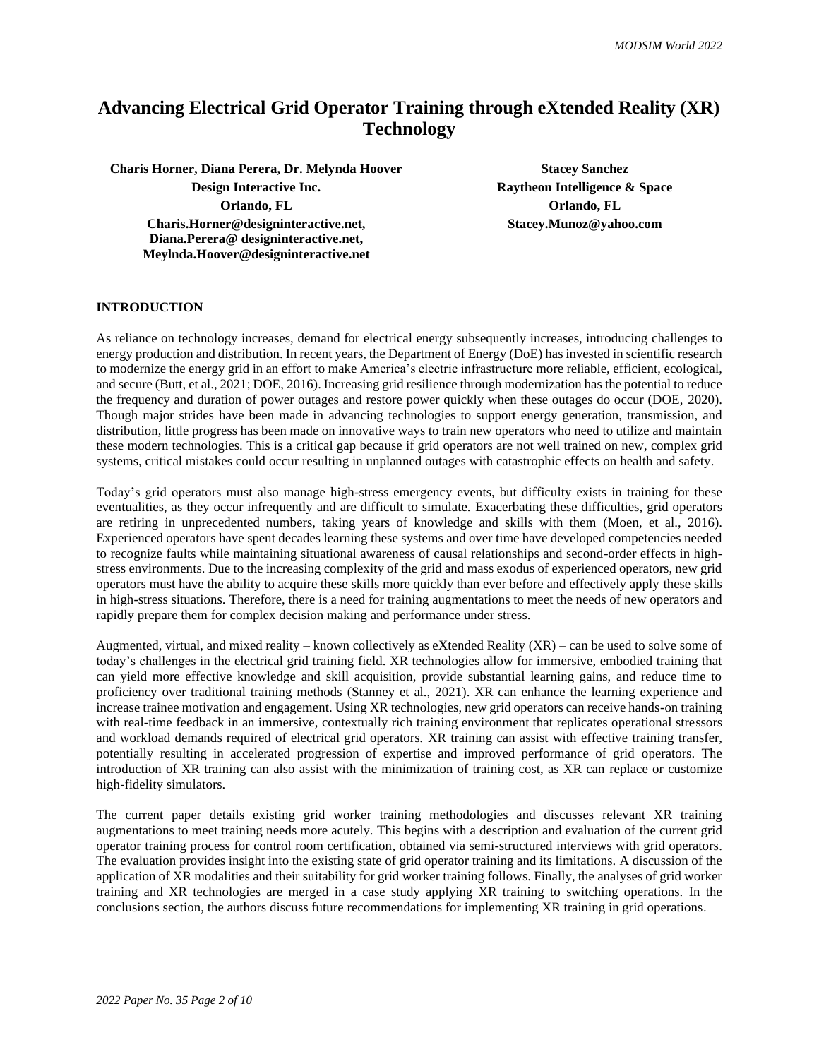# Advancing Electrical Grid Operator Training through eXtended Reality (XR) Technology

**Charis Horner, Diana Perera, Dr. Melynda Hoover**
**Design Interactive Inc.**
**Orlando, FL**
**Charis.Horner@designinteractive.net, Diana.Perera@ designinteractive.net, Meylnda.Hoover@designinteractive.net**

**Stacey Sanchez**
**Raytheon Intelligence & Space**
**Orlando, FL**
**Stacey.Munoz@yahoo.com**

## INTRODUCTION

As reliance on technology increases, demand for electrical energy subsequently increases, introducing challenges to energy production and distribution. In recent years, the Department of Energy (DoE) has invested in scientific research to modernize the energy grid in an effort to make America's electric infrastructure more reliable, efficient, ecological, and secure (Butt, et al., 2021; DOE, 2016). Increasing grid resilience through modernization has the potential to reduce the frequency and duration of power outages and restore power quickly when these outages do occur (DOE, 2020). Though major strides have been made in advancing technologies to support energy generation, transmission, and distribution, little progress has been made on innovative ways to train new operators who need to utilize and maintain these modern technologies. This is a critical gap because if grid operators are not well trained on new, complex grid systems, critical mistakes could occur resulting in unplanned outages with catastrophic effects on health and safety.

Today's grid operators must also manage high-stress emergency events, but difficulty exists in training for these eventualities, as they occur infrequently and are difficult to simulate. Exacerbating these difficulties, grid operators are retiring in unprecedented numbers, taking years of knowledge and skills with them (Moen, et al., 2016). Experienced operators have spent decades learning these systems and over time have developed competencies needed to recognize faults while maintaining situational awareness of causal relationships and second-order effects in high-stress environments. Due to the increasing complexity of the grid and mass exodus of experienced operators, new grid operators must have the ability to acquire these skills more quickly than ever before and effectively apply these skills in high-stress situations. Therefore, there is a need for training augmentations to meet the needs of new operators and rapidly prepare them for complex decision making and performance under stress.

Augmented, virtual, and mixed reality – known collectively as eXtended Reality (XR) – can be used to solve some of today's challenges in the electrical grid training field. XR technologies allow for immersive, embodied training that can yield more effective knowledge and skill acquisition, provide substantial learning gains, and reduce time to proficiency over traditional training methods (Stanney et al., 2021). XR can enhance the learning experience and increase trainee motivation and engagement. Using XR technologies, new grid operators can receive hands-on training with real-time feedback in an immersive, contextually rich training environment that replicates operational stressors and workload demands required of electrical grid operators. XR training can assist with effective training transfer, potentially resulting in accelerated progression of expertise and improved performance of grid operators. The introduction of XR training can also assist with the minimization of training cost, as XR can replace or customize high-fidelity simulators.

The current paper details existing grid worker training methodologies and discusses relevant XR training augmentations to meet training needs more acutely. This begins with a description and evaluation of the current grid operator training process for control room certification, obtained via semi-structured interviews with grid operators. The evaluation provides insight into the existing state of grid operator training and its limitations. A discussion of the application of XR modalities and their suitability for grid worker training follows. Finally, the analyses of grid worker training and XR technologies are merged in a case study applying XR training to switching operations. In the conclusions section, the authors discuss future recommendations for implementing XR training in grid operations.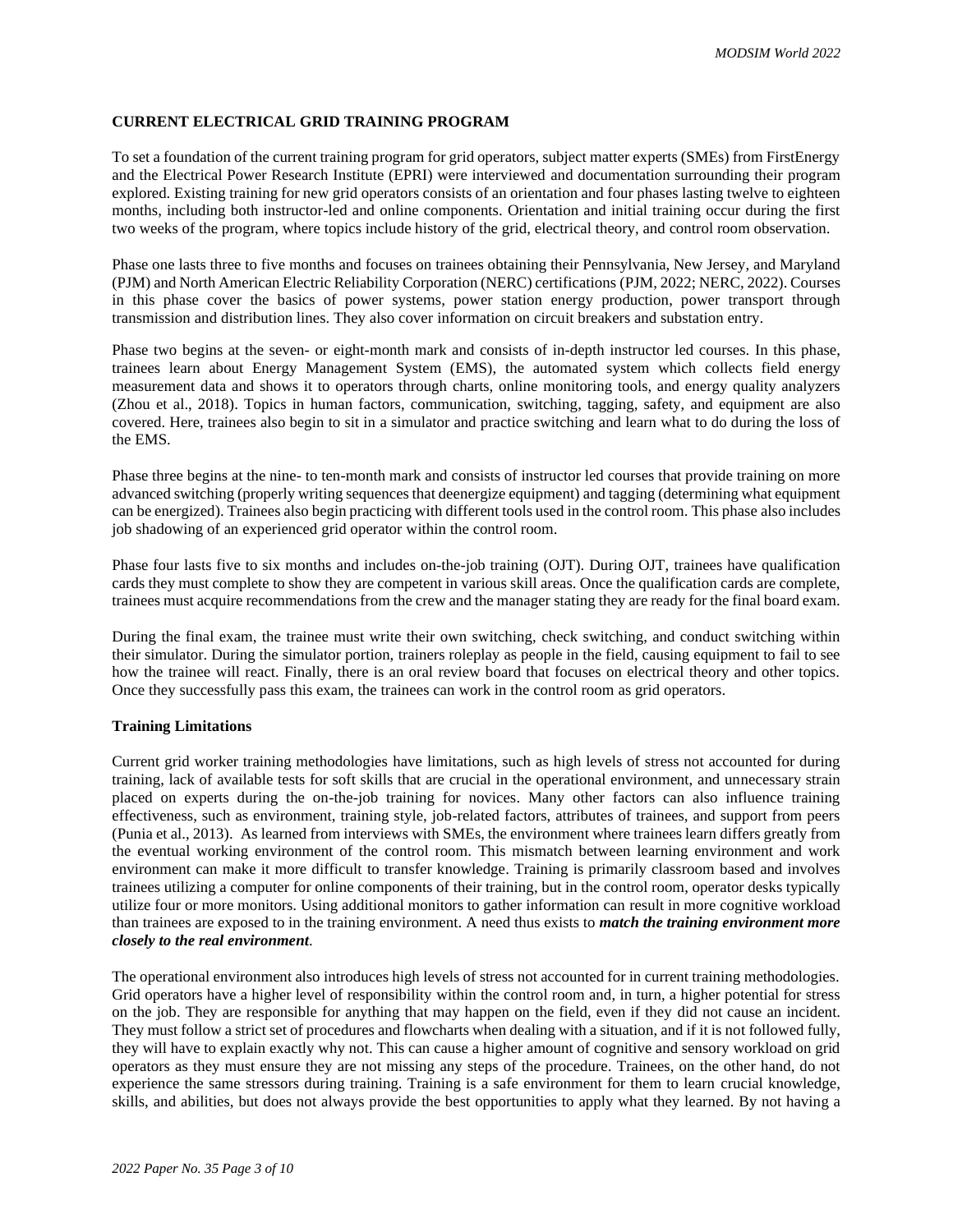## CURRENT ELECTRICAL GRID TRAINING PROGRAM

To set a foundation of the current training program for grid operators, subject matter experts (SMEs) from FirstEnergy and the Electrical Power Research Institute (EPRI) were interviewed and documentation surrounding their program explored. Existing training for new grid operators consists of an orientation and four phases lasting twelve to eighteen months, including both instructor-led and online components. Orientation and initial training occur during the first two weeks of the program, where topics include history of the grid, electrical theory, and control room observation.

Phase one lasts three to five months and focuses on trainees obtaining their Pennsylvania, New Jersey, and Maryland (PJM) and North American Electric Reliability Corporation (NERC) certifications (PJM, 2022; NERC, 2022). Courses in this phase cover the basics of power systems, power station energy production, power transport through transmission and distribution lines. They also cover information on circuit breakers and substation entry.

Phase two begins at the seven- or eight-month mark and consists of in-depth instructor led courses. In this phase, trainees learn about Energy Management System (EMS), the automated system which collects field energy measurement data and shows it to operators through charts, online monitoring tools, and energy quality analyzers (Zhou et al., 2018). Topics in human factors, communication, switching, tagging, safety, and equipment are also covered. Here, trainees also begin to sit in a simulator and practice switching and learn what to do during the loss of the EMS.

Phase three begins at the nine- to ten-month mark and consists of instructor led courses that provide training on more advanced switching (properly writing sequences that deenergize equipment) and tagging (determining what equipment can be energized). Trainees also begin practicing with different tools used in the control room. This phase also includes job shadowing of an experienced grid operator within the control room.

Phase four lasts five to six months and includes on-the-job training (OJT). During OJT, trainees have qualification cards they must complete to show they are competent in various skill areas. Once the qualification cards are complete, trainees must acquire recommendations from the crew and the manager stating they are ready for the final board exam.

During the final exam, the trainee must write their own switching, check switching, and conduct switching within their simulator. During the simulator portion, trainers roleplay as people in the field, causing equipment to fail to see how the trainee will react. Finally, there is an oral review board that focuses on electrical theory and other topics. Once they successfully pass this exam, the trainees can work in the control room as grid operators.

### Training Limitations

Current grid worker training methodologies have limitations, such as high levels of stress not accounted for during training, lack of available tests for soft skills that are crucial in the operational environment, and unnecessary strain placed on experts during the on-the-job training for novices. Many other factors can also influence training effectiveness, such as environment, training style, job-related factors, attributes of trainees, and support from peers (Punia et al., 2013). As learned from interviews with SMEs, the environment where trainees learn differs greatly from the eventual working environment of the control room. This mismatch between learning environment and work environment can make it more difficult to transfer knowledge. Training is primarily classroom based and involves trainees utilizing a computer for online components of their training, but in the control room, operator desks typically utilize four or more monitors. Using additional monitors to gather information can result in more cognitive workload than trainees are exposed to in the training environment. A need thus exists to ***match the training environment more closely to the real environment***.

The operational environment also introduces high levels of stress not accounted for in current training methodologies. Grid operators have a higher level of responsibility within the control room and, in turn, a higher potential for stress on the job. They are responsible for anything that may happen on the field, even if they did not cause an incident. They must follow a strict set of procedures and flowcharts when dealing with a situation, and if it is not followed fully, they will have to explain exactly why not. This can cause a higher amount of cognitive and sensory workload on grid operators as they must ensure they are not missing any steps of the procedure. Trainees, on the other hand, do not experience the same stressors during training. Training is a safe environment for them to learn crucial knowledge, skills, and abilities, but does not always provide the best opportunities to apply what they learned. By not having a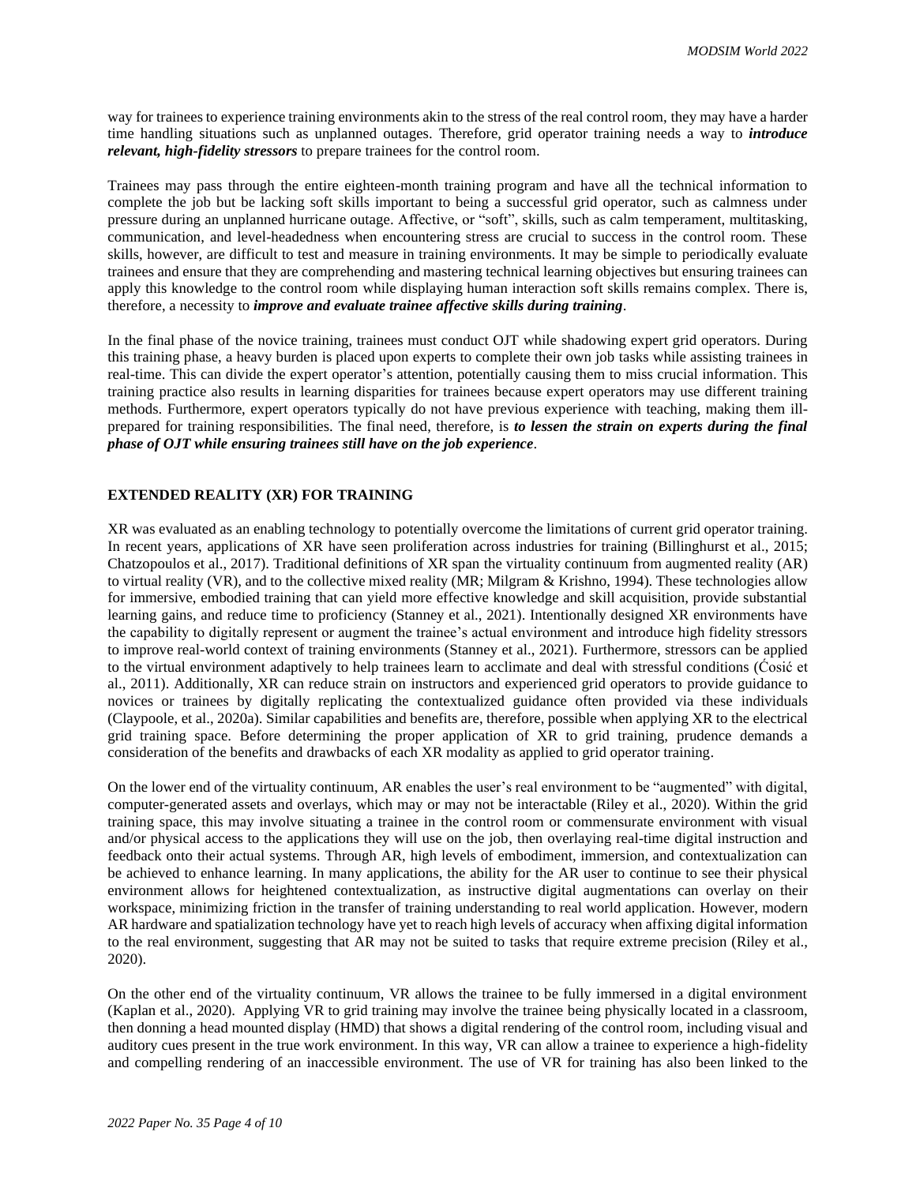way for trainees to experience training environments akin to the stress of the real control room, they may have a harder time handling situations such as unplanned outages. Therefore, grid operator training needs a way to ***introduce relevant, high-fidelity stressors*** to prepare trainees for the control room.

Trainees may pass through the entire eighteen-month training program and have all the technical information to complete the job but be lacking soft skills important to being a successful grid operator, such as calmness under pressure during an unplanned hurricane outage. Affective, or "soft", skills, such as calm temperament, multitasking, communication, and level-headedness when encountering stress are crucial to success in the control room. These skills, however, are difficult to test and measure in training environments. It may be simple to periodically evaluate trainees and ensure that they are comprehending and mastering technical learning objectives but ensuring trainees can apply this knowledge to the control room while displaying human interaction soft skills remains complex. There is, therefore, a necessity to ***improve and evaluate trainee affective skills during training***.

In the final phase of the novice training, trainees must conduct OJT while shadowing expert grid operators. During this training phase, a heavy burden is placed upon experts to complete their own job tasks while assisting trainees in real-time. This can divide the expert operator's attention, potentially causing them to miss crucial information. This training practice also results in learning disparities for trainees because expert operators may use different training methods. Furthermore, expert operators typically do not have previous experience with teaching, making them ill-prepared for training responsibilities. The final need, therefore, is ***to lessen the strain on experts during the final phase of OJT while ensuring trainees still have on the job experience***.

## EXTENDED REALITY (XR) FOR TRAINING

XR was evaluated as an enabling technology to potentially overcome the limitations of current grid operator training. In recent years, applications of XR have seen proliferation across industries for training (Billinghurst et al., 2015; Chatzopoulos et al., 2017). Traditional definitions of XR span the virtuality continuum from augmented reality (AR) to virtual reality (VR), and to the collective mixed reality (MR; Milgram & Krishno, 1994). These technologies allow for immersive, embodied training that can yield more effective knowledge and skill acquisition, provide substantial learning gains, and reduce time to proficiency (Stanney et al., 2021). Intentionally designed XR environments have the capability to digitally represent or augment the trainee's actual environment and introduce high fidelity stressors to improve real-world context of training environments (Stanney et al., 2021). Furthermore, stressors can be applied to the virtual environment adaptively to help trainees learn to acclimate and deal with stressful conditions (Ćosić et al., 2011). Additionally, XR can reduce strain on instructors and experienced grid operators to provide guidance to novices or trainees by digitally replicating the contextualized guidance often provided via these individuals (Claypoole, et al., 2020a). Similar capabilities and benefits are, therefore, possible when applying XR to the electrical grid training space. Before determining the proper application of XR to grid training, prudence demands a consideration of the benefits and drawbacks of each XR modality as applied to grid operator training.

On the lower end of the virtuality continuum, AR enables the user's real environment to be "augmented" with digital, computer-generated assets and overlays, which may or may not be interactable (Riley et al., 2020). Within the grid training space, this may involve situating a trainee in the control room or commensurate environment with visual and/or physical access to the applications they will use on the job, then overlaying real-time digital instruction and feedback onto their actual systems. Through AR, high levels of embodiment, immersion, and contextualization can be achieved to enhance learning. In many applications, the ability for the AR user to continue to see their physical environment allows for heightened contextualization, as instructive digital augmentations can overlay on their workspace, minimizing friction in the transfer of training understanding to real world application. However, modern AR hardware and spatialization technology have yet to reach high levels of accuracy when affixing digital information to the real environment, suggesting that AR may not be suited to tasks that require extreme precision (Riley et al., 2020).

On the other end of the virtuality continuum, VR allows the trainee to be fully immersed in a digital environment (Kaplan et al., 2020). Applying VR to grid training may involve the trainee being physically located in a classroom, then donning a head mounted display (HMD) that shows a digital rendering of the control room, including visual and auditory cues present in the true work environment. In this way, VR can allow a trainee to experience a high-fidelity and compelling rendering of an inaccessible environment. The use of VR for training has also been linked to the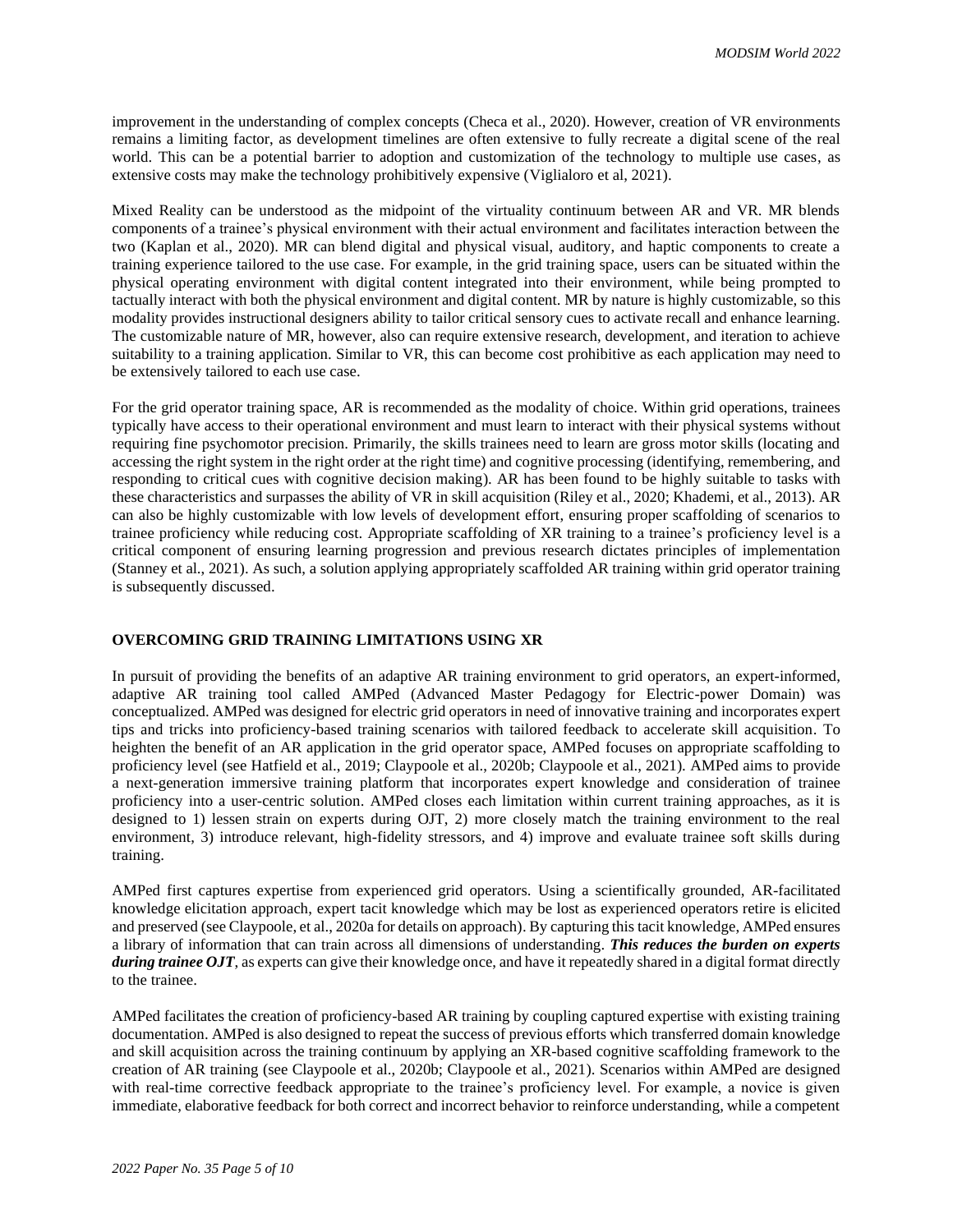improvement in the understanding of complex concepts (Checa et al., 2020). However, creation of VR environments remains a limiting factor, as development timelines are often extensive to fully recreate a digital scene of the real world. This can be a potential barrier to adoption and customization of the technology to multiple use cases, as extensive costs may make the technology prohibitively expensive (Viglialoro et al, 2021).

Mixed Reality can be understood as the midpoint of the virtuality continuum between AR and VR. MR blends components of a trainee's physical environment with their actual environment and facilitates interaction between the two (Kaplan et al., 2020). MR can blend digital and physical visual, auditory, and haptic components to create a training experience tailored to the use case. For example, in the grid training space, users can be situated within the physical operating environment with digital content integrated into their environment, while being prompted to tactually interact with both the physical environment and digital content. MR by nature is highly customizable, so this modality provides instructional designers ability to tailor critical sensory cues to activate recall and enhance learning. The customizable nature of MR, however, also can require extensive research, development, and iteration to achieve suitability to a training application. Similar to VR, this can become cost prohibitive as each application may need to be extensively tailored to each use case.

For the grid operator training space, AR is recommended as the modality of choice. Within grid operations, trainees typically have access to their operational environment and must learn to interact with their physical systems without requiring fine psychomotor precision. Primarily, the skills trainees need to learn are gross motor skills (locating and accessing the right system in the right order at the right time) and cognitive processing (identifying, remembering, and responding to critical cues with cognitive decision making). AR has been found to be highly suitable to tasks with these characteristics and surpasses the ability of VR in skill acquisition (Riley et al., 2020; Khademi, et al., 2013). AR can also be highly customizable with low levels of development effort, ensuring proper scaffolding of scenarios to trainee proficiency while reducing cost. Appropriate scaffolding of XR training to a trainee's proficiency level is a critical component of ensuring learning progression and previous research dictates principles of implementation (Stanney et al., 2021). As such, a solution applying appropriately scaffolded AR training within grid operator training is subsequently discussed.

## OVERCOMING GRID TRAINING LIMITATIONS USING XR

In pursuit of providing the benefits of an adaptive AR training environment to grid operators, an expert-informed, adaptive AR training tool called AMPed (Advanced Master Pedagogy for Electric-power Domain) was conceptualized. AMPed was designed for electric grid operators in need of innovative training and incorporates expert tips and tricks into proficiency-based training scenarios with tailored feedback to accelerate skill acquisition. To heighten the benefit of an AR application in the grid operator space, AMPed focuses on appropriate scaffolding to proficiency level (see Hatfield et al., 2019; Claypoole et al., 2020b; Claypoole et al., 2021). AMPed aims to provide a next-generation immersive training platform that incorporates expert knowledge and consideration of trainee proficiency into a user-centric solution. AMPed closes each limitation within current training approaches, as it is designed to 1) lessen strain on experts during OJT, 2) more closely match the training environment to the real environment, 3) introduce relevant, high-fidelity stressors, and 4) improve and evaluate trainee soft skills during training.

AMPed first captures expertise from experienced grid operators. Using a scientifically grounded, AR-facilitated knowledge elicitation approach, expert tacit knowledge which may be lost as experienced operators retire is elicited and preserved (see Claypoole, et al., 2020a for details on approach). By capturing this tacit knowledge, AMPed ensures a library of information that can train across all dimensions of understanding. ***This reduces the burden on experts during trainee OJT***, as experts can give their knowledge once, and have it repeatedly shared in a digital format directly to the trainee.

AMPed facilitates the creation of proficiency-based AR training by coupling captured expertise with existing training documentation. AMPed is also designed to repeat the success of previous efforts which transferred domain knowledge and skill acquisition across the training continuum by applying an XR-based cognitive scaffolding framework to the creation of AR training (see Claypoole et al., 2020b; Claypoole et al., 2021). Scenarios within AMPed are designed with real-time corrective feedback appropriate to the trainee's proficiency level. For example, a novice is given immediate, elaborative feedback for both correct and incorrect behavior to reinforce understanding, while a competent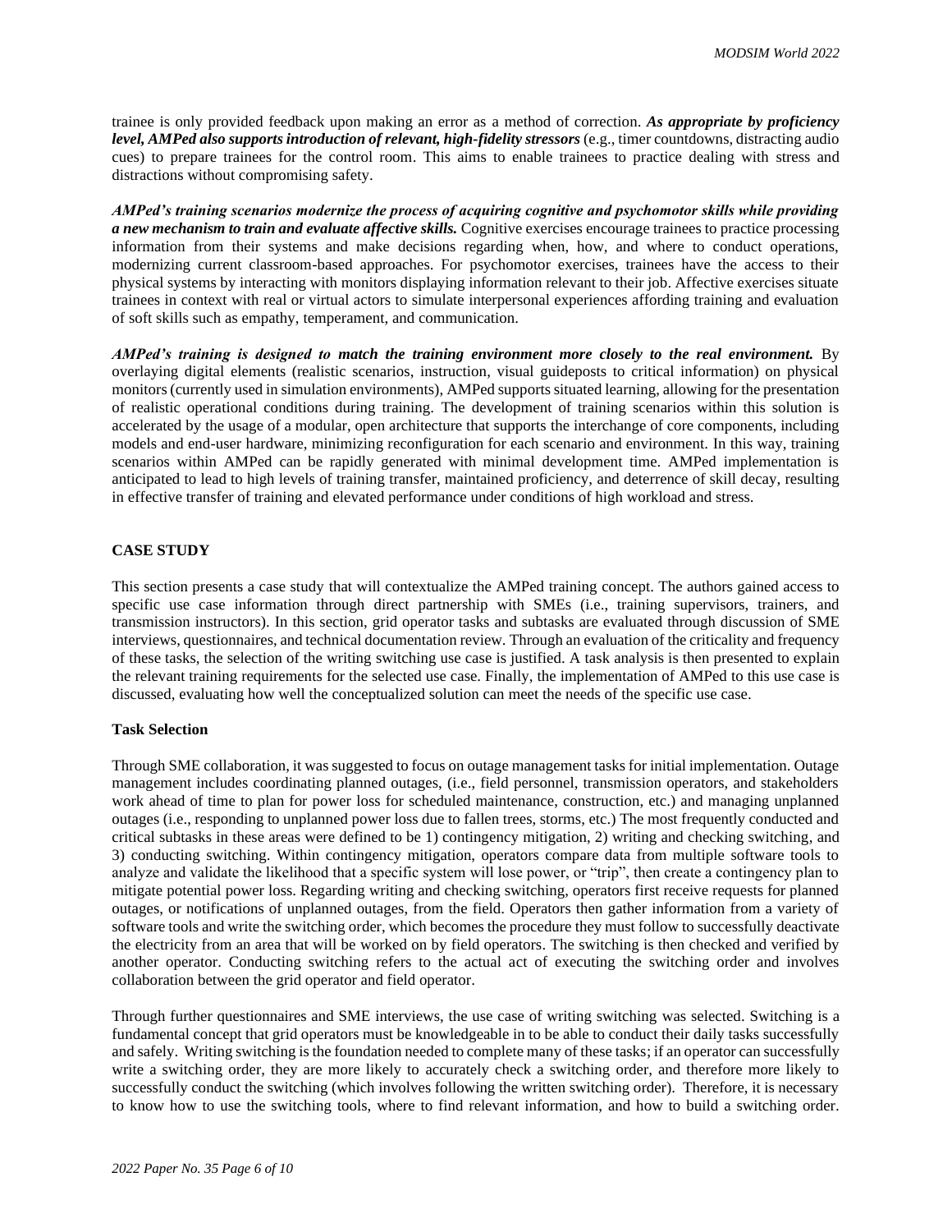trainee is only provided feedback upon making an error as a method of correction. ***As appropriate by proficiency level, AMPed also supports introduction of relevant, high-fidelity stressors*** (e.g., timer countdowns, distracting audio cues) to prepare trainees for the control room. This aims to enable trainees to practice dealing with stress and distractions without compromising safety.

***AMPed's training scenarios modernize the process of acquiring cognitive and psychomotor skills while providing a new mechanism to train and evaluate affective skills.*** Cognitive exercises encourage trainees to practice processing information from their systems and make decisions regarding when, how, and where to conduct operations, modernizing current classroom-based approaches. For psychomotor exercises, trainees have the access to their physical systems by interacting with monitors displaying information relevant to their job. Affective exercises situate trainees in context with real or virtual actors to simulate interpersonal experiences affording training and evaluation of soft skills such as empathy, temperament, and communication.

***AMPed's training is designed to match the training environment more closely to the real environment.*** By overlaying digital elements (realistic scenarios, instruction, visual guideposts to critical information) on physical monitors (currently used in simulation environments), AMPed supports situated learning, allowing for the presentation of realistic operational conditions during training. The development of training scenarios within this solution is accelerated by the usage of a modular, open architecture that supports the interchange of core components, including models and end-user hardware, minimizing reconfiguration for each scenario and environment. In this way, training scenarios within AMPed can be rapidly generated with minimal development time. AMPed implementation is anticipated to lead to high levels of training transfer, maintained proficiency, and deterrence of skill decay, resulting in effective transfer of training and elevated performance under conditions of high workload and stress.

## CASE STUDY

This section presents a case study that will contextualize the AMPed training concept. The authors gained access to specific use case information through direct partnership with SMEs (i.e., training supervisors, trainers, and transmission instructors). In this section, grid operator tasks and subtasks are evaluated through discussion of SME interviews, questionnaires, and technical documentation review. Through an evaluation of the criticality and frequency of these tasks, the selection of the writing switching use case is justified. A task analysis is then presented to explain the relevant training requirements for the selected use case. Finally, the implementation of AMPed to this use case is discussed, evaluating how well the conceptualized solution can meet the needs of the specific use case.

### Task Selection

Through SME collaboration, it was suggested to focus on outage management tasks for initial implementation. Outage management includes coordinating planned outages, (i.e., field personnel, transmission operators, and stakeholders work ahead of time to plan for power loss for scheduled maintenance, construction, etc.) and managing unplanned outages (i.e., responding to unplanned power loss due to fallen trees, storms, etc.) The most frequently conducted and critical subtasks in these areas were defined to be 1) contingency mitigation, 2) writing and checking switching, and 3) conducting switching. Within contingency mitigation, operators compare data from multiple software tools to analyze and validate the likelihood that a specific system will lose power, or "trip", then create a contingency plan to mitigate potential power loss. Regarding writing and checking switching, operators first receive requests for planned outages, or notifications of unplanned outages, from the field. Operators then gather information from a variety of software tools and write the switching order, which becomes the procedure they must follow to successfully deactivate the electricity from an area that will be worked on by field operators. The switching is then checked and verified by another operator. Conducting switching refers to the actual act of executing the switching order and involves collaboration between the grid operator and field operator.

Through further questionnaires and SME interviews, the use case of writing switching was selected. Switching is a fundamental concept that grid operators must be knowledgeable in to be able to conduct their daily tasks successfully and safely. Writing switching is the foundation needed to complete many of these tasks; if an operator can successfully write a switching order, they are more likely to accurately check a switching order, and therefore more likely to successfully conduct the switching (which involves following the written switching order). Therefore, it is necessary to know how to use the switching tools, where to find relevant information, and how to build a switching order.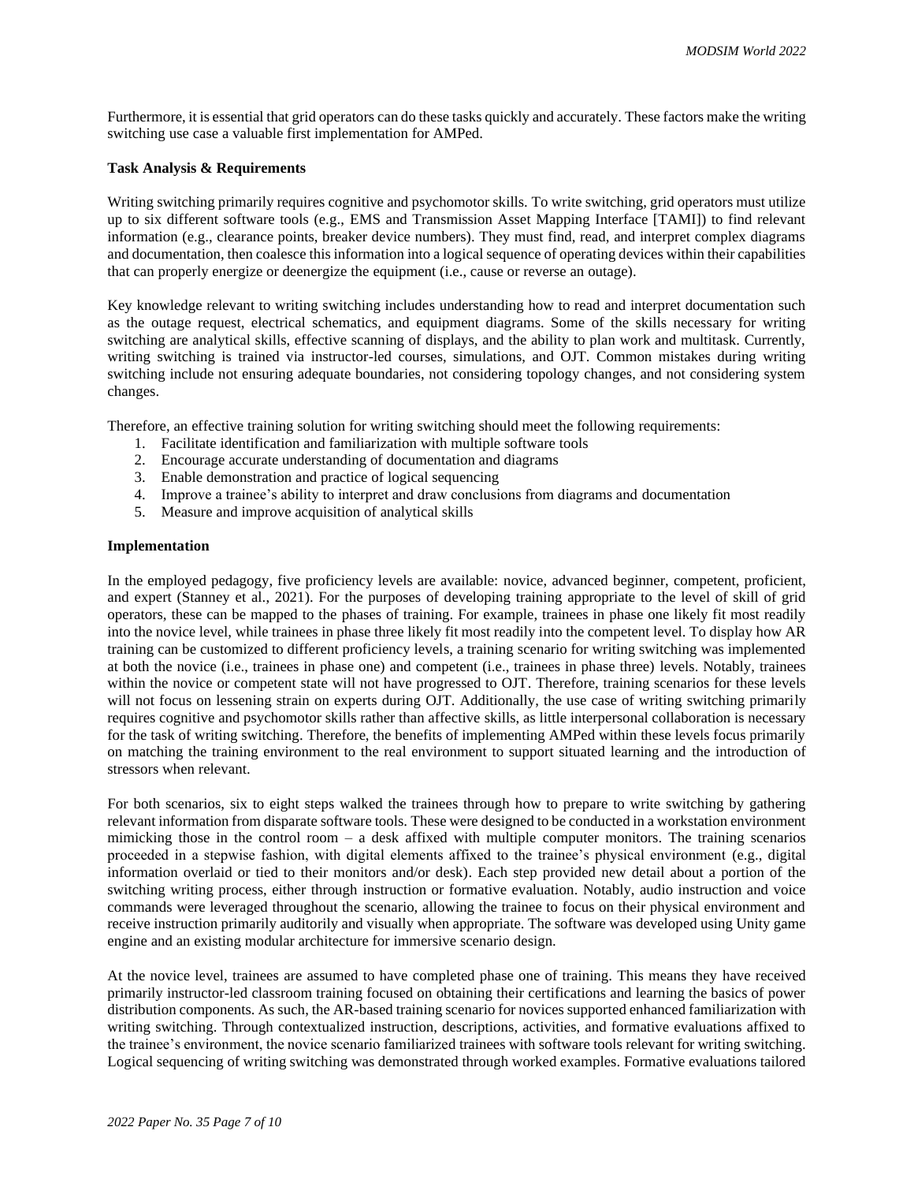Furthermore, it is essential that grid operators can do these tasks quickly and accurately. These factors make the writing switching use case a valuable first implementation for AMPed.

**Task Analysis & Requirements**

Writing switching primarily requires cognitive and psychomotor skills. To write switching, grid operators must utilize up to six different software tools (e.g., EMS and Transmission Asset Mapping Interface [TAMI]) to find relevant information (e.g., clearance points, breaker device numbers). They must find, read, and interpret complex diagrams and documentation, then coalesce this information into a logical sequence of operating devices within their capabilities that can properly energize or deenergize the equipment (i.e., cause or reverse an outage).

Key knowledge relevant to writing switching includes understanding how to read and interpret documentation such as the outage request, electrical schematics, and equipment diagrams. Some of the skills necessary for writing switching are analytical skills, effective scanning of displays, and the ability to plan work and multitask. Currently, writing switching is trained via instructor-led courses, simulations, and OJT. Common mistakes during writing switching include not ensuring adequate boundaries, not considering topology changes, and not considering system changes.

Therefore, an effective training solution for writing switching should meet the following requirements:

1. Facilitate identification and familiarization with multiple software tools
2. Encourage accurate understanding of documentation and diagrams
3. Enable demonstration and practice of logical sequencing
4. Improve a trainee's ability to interpret and draw conclusions from diagrams and documentation
5. Measure and improve acquisition of analytical skills

**Implementation**

In the employed pedagogy, five proficiency levels are available: novice, advanced beginner, competent, proficient, and expert (Stanney et al., 2021). For the purposes of developing training appropriate to the level of skill of grid operators, these can be mapped to the phases of training. For example, trainees in phase one likely fit most readily into the novice level, while trainees in phase three likely fit most readily into the competent level. To display how AR training can be customized to different proficiency levels, a training scenario for writing switching was implemented at both the novice (i.e., trainees in phase one) and competent (i.e., trainees in phase three) levels. Notably, trainees within the novice or competent state will not have progressed to OJT. Therefore, training scenarios for these levels will not focus on lessening strain on experts during OJT. Additionally, the use case of writing switching primarily requires cognitive and psychomotor skills rather than affective skills, as little interpersonal collaboration is necessary for the task of writing switching. Therefore, the benefits of implementing AMPed within these levels focus primarily on matching the training environment to the real environment to support situated learning and the introduction of stressors when relevant.

For both scenarios, six to eight steps walked the trainees through how to prepare to write switching by gathering relevant information from disparate software tools. These were designed to be conducted in a workstation environment mimicking those in the control room – a desk affixed with multiple computer monitors. The training scenarios proceeded in a stepwise fashion, with digital elements affixed to the trainee's physical environment (e.g., digital information overlaid or tied to their monitors and/or desk). Each step provided new detail about a portion of the switching writing process, either through instruction or formative evaluation. Notably, audio instruction and voice commands were leveraged throughout the scenario, allowing the trainee to focus on their physical environment and receive instruction primarily auditorily and visually when appropriate. The software was developed using Unity game engine and an existing modular architecture for immersive scenario design.

At the novice level, trainees are assumed to have completed phase one of training. This means they have received primarily instructor-led classroom training focused on obtaining their certifications and learning the basics of power distribution components. As such, the AR-based training scenario for novices supported enhanced familiarization with writing switching. Through contextualized instruction, descriptions, activities, and formative evaluations affixed to the trainee's environment, the novice scenario familiarized trainees with software tools relevant for writing switching. Logical sequencing of writing switching was demonstrated through worked examples. Formative evaluations tailored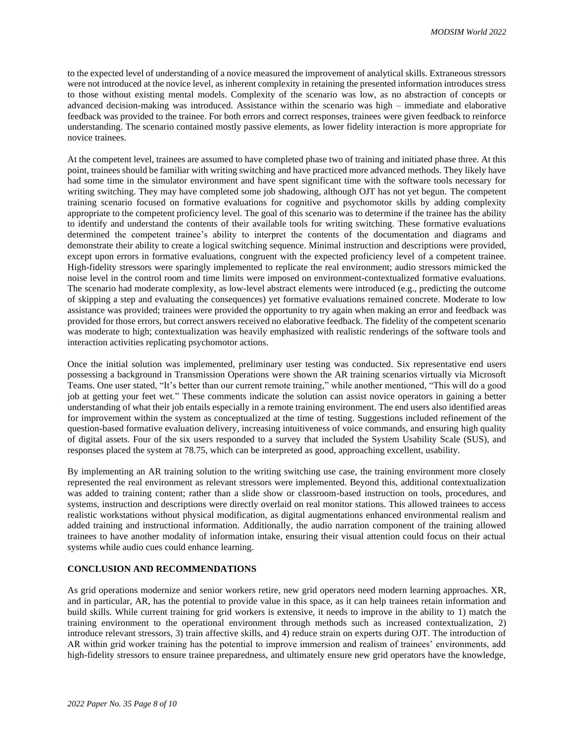to the expected level of understanding of a novice measured the improvement of analytical skills. Extraneous stressors were not introduced at the novice level, as inherent complexity in retaining the presented information introduces stress to those without existing mental models. Complexity of the scenario was low, as no abstraction of concepts or advanced decision-making was introduced. Assistance within the scenario was high – immediate and elaborative feedback was provided to the trainee. For both errors and correct responses, trainees were given feedback to reinforce understanding. The scenario contained mostly passive elements, as lower fidelity interaction is more appropriate for novice trainees.

At the competent level, trainees are assumed to have completed phase two of training and initiated phase three. At this point, trainees should be familiar with writing switching and have practiced more advanced methods. They likely have had some time in the simulator environment and have spent significant time with the software tools necessary for writing switching. They may have completed some job shadowing, although OJT has not yet begun. The competent training scenario focused on formative evaluations for cognitive and psychomotor skills by adding complexity appropriate to the competent proficiency level. The goal of this scenario was to determine if the trainee has the ability to identify and understand the contents of their available tools for writing switching. These formative evaluations determined the competent trainee's ability to interpret the contents of the documentation and diagrams and demonstrate their ability to create a logical switching sequence. Minimal instruction and descriptions were provided, except upon errors in formative evaluations, congruent with the expected proficiency level of a competent trainee. High-fidelity stressors were sparingly implemented to replicate the real environment; audio stressors mimicked the noise level in the control room and time limits were imposed on environment-contextualized formative evaluations. The scenario had moderate complexity, as low-level abstract elements were introduced (e.g., predicting the outcome of skipping a step and evaluating the consequences) yet formative evaluations remained concrete. Moderate to low assistance was provided; trainees were provided the opportunity to try again when making an error and feedback was provided for those errors, but correct answers received no elaborative feedback. The fidelity of the competent scenario was moderate to high; contextualization was heavily emphasized with realistic renderings of the software tools and interaction activities replicating psychomotor actions.

Once the initial solution was implemented, preliminary user testing was conducted. Six representative end users possessing a background in Transmission Operations were shown the AR training scenarios virtually via Microsoft Teams. One user stated, "It's better than our current remote training," while another mentioned, "This will do a good job at getting your feet wet." These comments indicate the solution can assist novice operators in gaining a better understanding of what their job entails especially in a remote training environment. The end users also identified areas for improvement within the system as conceptualized at the time of testing. Suggestions included refinement of the question-based formative evaluation delivery, increasing intuitiveness of voice commands, and ensuring high quality of digital assets. Four of the six users responded to a survey that included the System Usability Scale (SUS), and responses placed the system at 78.75, which can be interpreted as good, approaching excellent, usability.

By implementing an AR training solution to the writing switching use case, the training environment more closely represented the real environment as relevant stressors were implemented. Beyond this, additional contextualization was added to training content; rather than a slide show or classroom-based instruction on tools, procedures, and systems, instruction and descriptions were directly overlaid on real monitor stations. This allowed trainees to access realistic workstations without physical modification, as digital augmentations enhanced environmental realism and added training and instructional information. Additionally, the audio narration component of the training allowed trainees to have another modality of information intake, ensuring their visual attention could focus on their actual systems while audio cues could enhance learning.

## CONCLUSION AND RECOMMENDATIONS

As grid operations modernize and senior workers retire, new grid operators need modern learning approaches. XR, and in particular, AR, has the potential to provide value in this space, as it can help trainees retain information and build skills. While current training for grid workers is extensive, it needs to improve in the ability to 1) match the training environment to the operational environment through methods such as increased contextualization, 2) introduce relevant stressors, 3) train affective skills, and 4) reduce strain on experts during OJT. The introduction of AR within grid worker training has the potential to improve immersion and realism of trainees' environments, add high-fidelity stressors to ensure trainee preparedness, and ultimately ensure new grid operators have the knowledge,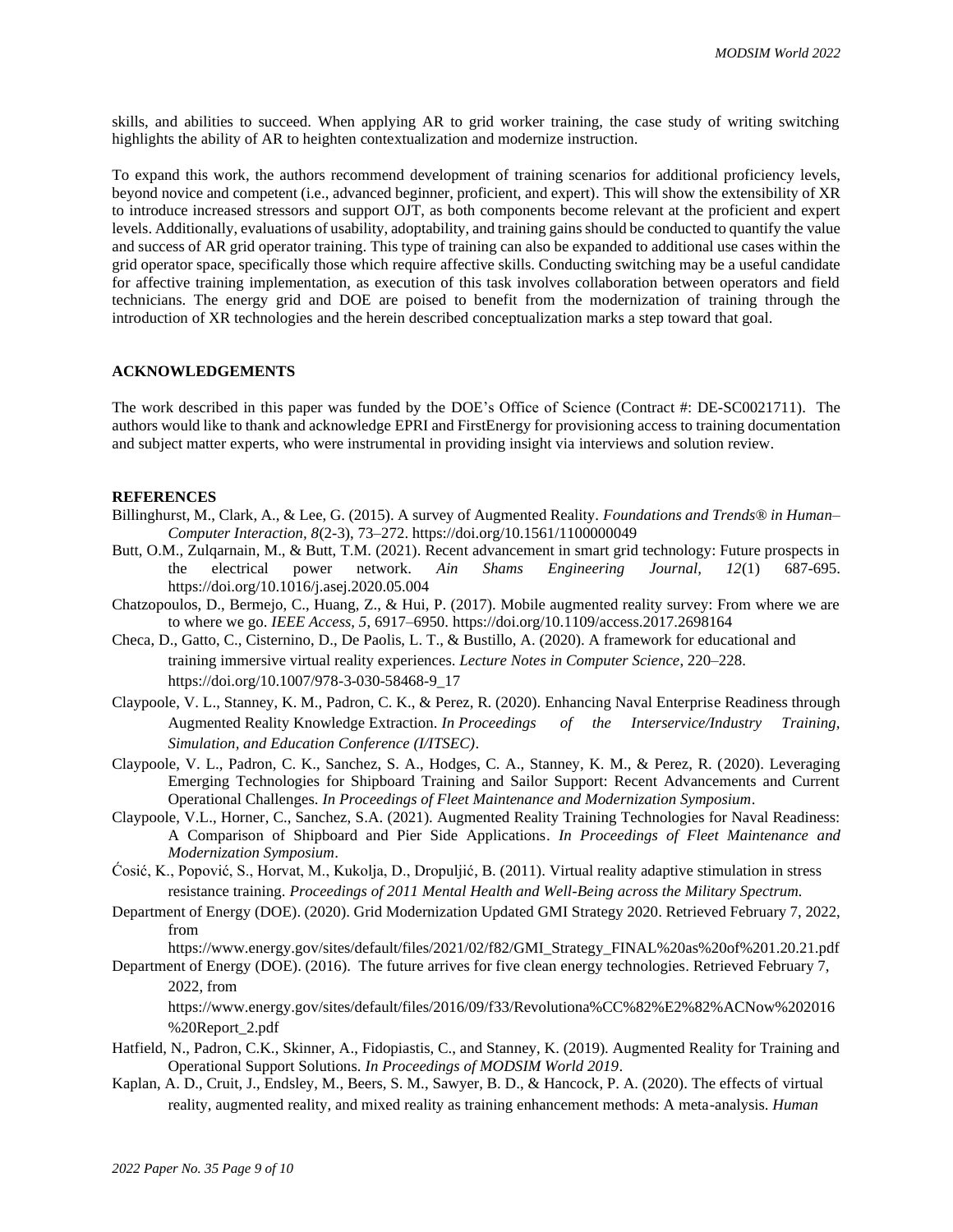skills, and abilities to succeed. When applying AR to grid worker training, the case study of writing switching highlights the ability of AR to heighten contextualization and modernize instruction.

To expand this work, the authors recommend development of training scenarios for additional proficiency levels, beyond novice and competent (i.e., advanced beginner, proficient, and expert). This will show the extensibility of XR to introduce increased stressors and support OJT, as both components become relevant at the proficient and expert levels. Additionally, evaluations of usability, adoptability, and training gains should be conducted to quantify the value and success of AR grid operator training. This type of training can also be expanded to additional use cases within the grid operator space, specifically those which require affective skills. Conducting switching may be a useful candidate for affective training implementation, as execution of this task involves collaboration between operators and field technicians. The energy grid and DOE are poised to benefit from the modernization of training through the introduction of XR technologies and the herein described conceptualization marks a step toward that goal.

## ACKNOWLEDGEMENTS

The work described in this paper was funded by the DOE's Office of Science (Contract #: DE-SC0021711). The authors would like to thank and acknowledge EPRI and FirstEnergy for provisioning access to training documentation and subject matter experts, who were instrumental in providing insight via interviews and solution review.

## REFERENCES

Billinghurst, M., Clark, A., & Lee, G. (2015). A survey of Augmented Reality. *Foundations and Trends® in Human–Computer Interaction, 8*(2-3), 73–272. https://doi.org/10.1561/1100000049

Butt, O.M., Zulqarnain, M., & Butt, T.M. (2021). Recent advancement in smart grid technology: Future prospects in the electrical power network. *Ain Shams Engineering Journal, 12*(1) 687-695. https://doi.org/10.1016/j.asej.2020.05.004

Chatzopoulos, D., Bermejo, C., Huang, Z., & Hui, P. (2017). Mobile augmented reality survey: From where we are to where we go. *IEEE Access, 5*, 6917–6950. https://doi.org/10.1109/access.2017.2698164

Checa, D., Gatto, C., Cisternino, D., De Paolis, L. T., & Bustillo, A. (2020). A framework for educational and training immersive virtual reality experiences. *Lecture Notes in Computer Science*, 220–228. https://doi.org/10.1007/978-3-030-58468-9_17

Claypoole, V. L., Stanney, K. M., Padron, C. K., & Perez, R. (2020). Enhancing Naval Enterprise Readiness through Augmented Reality Knowledge Extraction. *In Proceedings of the Interservice/Industry Training, Simulation, and Education Conference (I/ITSEC)*.

Claypoole, V. L., Padron, C. K., Sanchez, S. A., Hodges, C. A., Stanney, K. M., & Perez, R. (2020). Leveraging Emerging Technologies for Shipboard Training and Sailor Support: Recent Advancements and Current Operational Challenges. *In Proceedings of Fleet Maintenance and Modernization Symposium*.

Claypoole, V.L., Horner, C., Sanchez, S.A. (2021). Augmented Reality Training Technologies for Naval Readiness: A Comparison of Shipboard and Pier Side Applications. *In Proceedings of Fleet Maintenance and Modernization Symposium*.

Ćosić, K., Popović, S., Horvat, M., Kukolja, D., Dropuljić, B. (2011). Virtual reality adaptive stimulation in stress resistance training. *Proceedings of 2011 Mental Health and Well-Being across the Military Spectrum.*

Department of Energy (DOE). (2020). Grid Modernization Updated GMI Strategy 2020. Retrieved February 7, 2022, from https://www.energy.gov/sites/default/files/2021/02/f82/GMI_Strategy_FINAL%20as%20of%201.20.21.pdf

Department of Energy (DOE). (2016). The future arrives for five clean energy technologies. Retrieved February 7, 2022, from https://www.energy.gov/sites/default/files/2016/09/f33/Revolutiona%CC%82%E2%82%ACNow%202016%20Report_2.pdf

Hatfield, N., Padron, C.K., Skinner, A., Fidopiastis, C., and Stanney, K. (2019). Augmented Reality for Training and Operational Support Solutions. *In Proceedings of MODSIM World 2019*.

Kaplan, A. D., Cruit, J., Endsley, M., Beers, S. M., Sawyer, B. D., & Hancock, P. A. (2020). The effects of virtual reality, augmented reality, and mixed reality as training enhancement methods: A meta-analysis. *Human*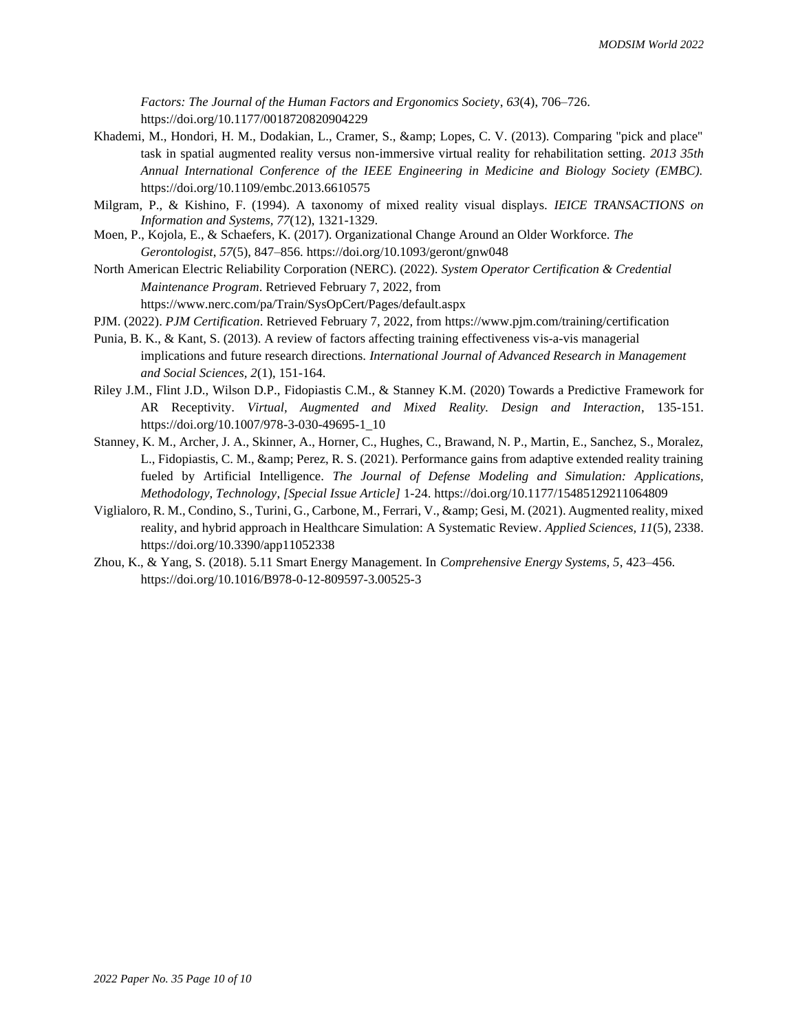*Factors: The Journal of the Human Factors and Ergonomics Society*, *63*(4), 706–726. https://doi.org/10.1177/0018720820904229

Khademi, M., Hondori, H. M., Dodakian, L., Cramer, S., &amp; Lopes, C. V. (2013). Comparing "pick and place" task in spatial augmented reality versus non-immersive virtual reality for rehabilitation setting. *2013 35th Annual International Conference of the IEEE Engineering in Medicine and Biology Society (EMBC).* https://doi.org/10.1109/embc.2013.6610575

Milgram, P., & Kishino, F. (1994). A taxonomy of mixed reality visual displays. *IEICE TRANSACTIONS on Information and Systems, 77*(12), 1321-1329.

Moen, P., Kojola, E., & Schaefers, K. (2017). Organizational Change Around an Older Workforce. *The Gerontologist*, *57*(5), 847–856. https://doi.org/10.1093/geront/gnw048

North American Electric Reliability Corporation (NERC). (2022). *System Operator Certification & Credential Maintenance Program*. Retrieved February 7, 2022, from https://www.nerc.com/pa/Train/SysOpCert/Pages/default.aspx

PJM. (2022). *PJM Certification*. Retrieved February 7, 2022, from https://www.pjm.com/training/certification

Punia, B. K., & Kant, S. (2013). A review of factors affecting training effectiveness vis-a-vis managerial implications and future research directions. *International Journal of Advanced Research in Management and Social Sciences, 2*(1), 151-164.

Riley J.M., Flint J.D., Wilson D.P., Fidopiastis C.M., & Stanney K.M. (2020) Towards a Predictive Framework for AR Receptivity. *Virtual, Augmented and Mixed Reality. Design and Interaction*, 135-151. https://doi.org/10.1007/978-3-030-49695-1_10

Stanney, K. M., Archer, J. A., Skinner, A., Horner, C., Hughes, C., Brawand, N. P., Martin, E., Sanchez, S., Moralez, L., Fidopiastis, C. M., &amp; Perez, R. S. (2021). Performance gains from adaptive extended reality training fueled by Artificial Intelligence. *The Journal of Defense Modeling and Simulation: Applications, Methodology, Technology*, *[Special Issue Article]* 1-24. https://doi.org/10.1177/15485129211064809

Viglialoro, R. M., Condino, S., Turini, G., Carbone, M., Ferrari, V., &amp; Gesi, M. (2021). Augmented reality, mixed reality, and hybrid approach in Healthcare Simulation: A Systematic Review. *Applied Sciences, 11*(5), 2338. https://doi.org/10.3390/app11052338

Zhou, K., & Yang, S. (2018). 5.11 Smart Energy Management. In *Comprehensive Energy Systems, 5*, 423–456. https://doi.org/10.1016/B978-0-12-809597-3.00525-3